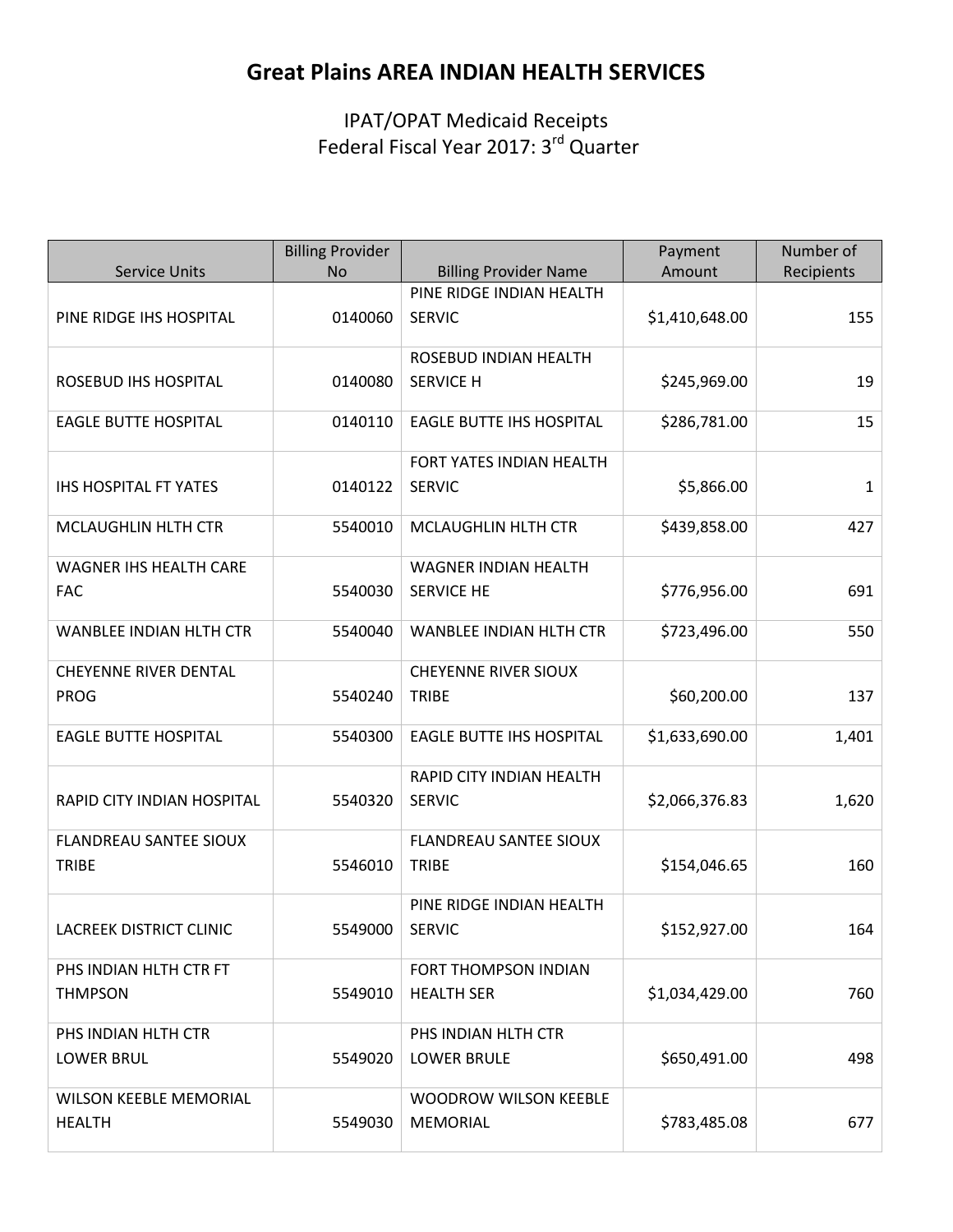# Great Plains AREA INDIAN HEALTH SERVICES

## IPAT/OPAT Medicaid Receipts
## Federal Fiscal Year 2017: 3rd Quarter

| Service Units | Billing Provider No | Billing Provider Name | Payment Amount | Number of Recipients |
|---|---|---|---|---|
| PINE RIDGE IHS HOSPITAL | 0140060 | PINE RIDGE INDIAN HEALTH SERVIC | $1,410,648.00 | 155 |
| ROSEBUD IHS HOSPITAL | 0140080 | ROSEBUD INDIAN HEALTH SERVICE H | $245,969.00 | 19 |
| EAGLE BUTTE HOSPITAL | 0140110 | EAGLE BUTTE IHS HOSPITAL | $286,781.00 | 15 |
| IHS HOSPITAL FT YATES | 0140122 | FORT YATES INDIAN HEALTH SERVIC | $5,866.00 | 1 |
| MCLAUGHLIN HLTH CTR | 5540010 | MCLAUGHLIN HLTH CTR | $439,858.00 | 427 |
| WAGNER IHS HEALTH CARE FAC | 5540030 | WAGNER INDIAN HEALTH SERVICE HE | $776,956.00 | 691 |
| WANBLEE INDIAN HLTH CTR | 5540040 | WANBLEE INDIAN HLTH CTR | $723,496.00 | 550 |
| CHEYENNE RIVER DENTAL PROG | 5540240 | CHEYENNE RIVER SIOUX TRIBE | $60,200.00 | 137 |
| EAGLE BUTTE HOSPITAL | 5540300 | EAGLE BUTTE IHS HOSPITAL | $1,633,690.00 | 1,401 |
| RAPID CITY INDIAN HOSPITAL | 5540320 | RAPID CITY INDIAN HEALTH SERVIC | $2,066,376.83 | 1,620 |
| FLANDREAU SANTEE SIOUX TRIBE | 5546010 | FLANDREAU SANTEE SIOUX TRIBE | $154,046.65 | 160 |
| LACREEK DISTRICT CLINIC | 5549000 | PINE RIDGE INDIAN HEALTH SERVIC | $152,927.00 | 164 |
| PHS INDIAN HLTH CTR FT THMPSON | 5549010 | FORT THOMPSON INDIAN HEALTH SER | $1,034,429.00 | 760 |
| PHS INDIAN HLTH CTR LOWER BRUL | 5549020 | PHS INDIAN HLTH CTR LOWER BRULE | $650,491.00 | 498 |
| WILSON KEEBLE MEMORIAL HEALTH | 5549030 | WOODROW WILSON KEEBLE MEMORIAL | $783,485.08 | 677 |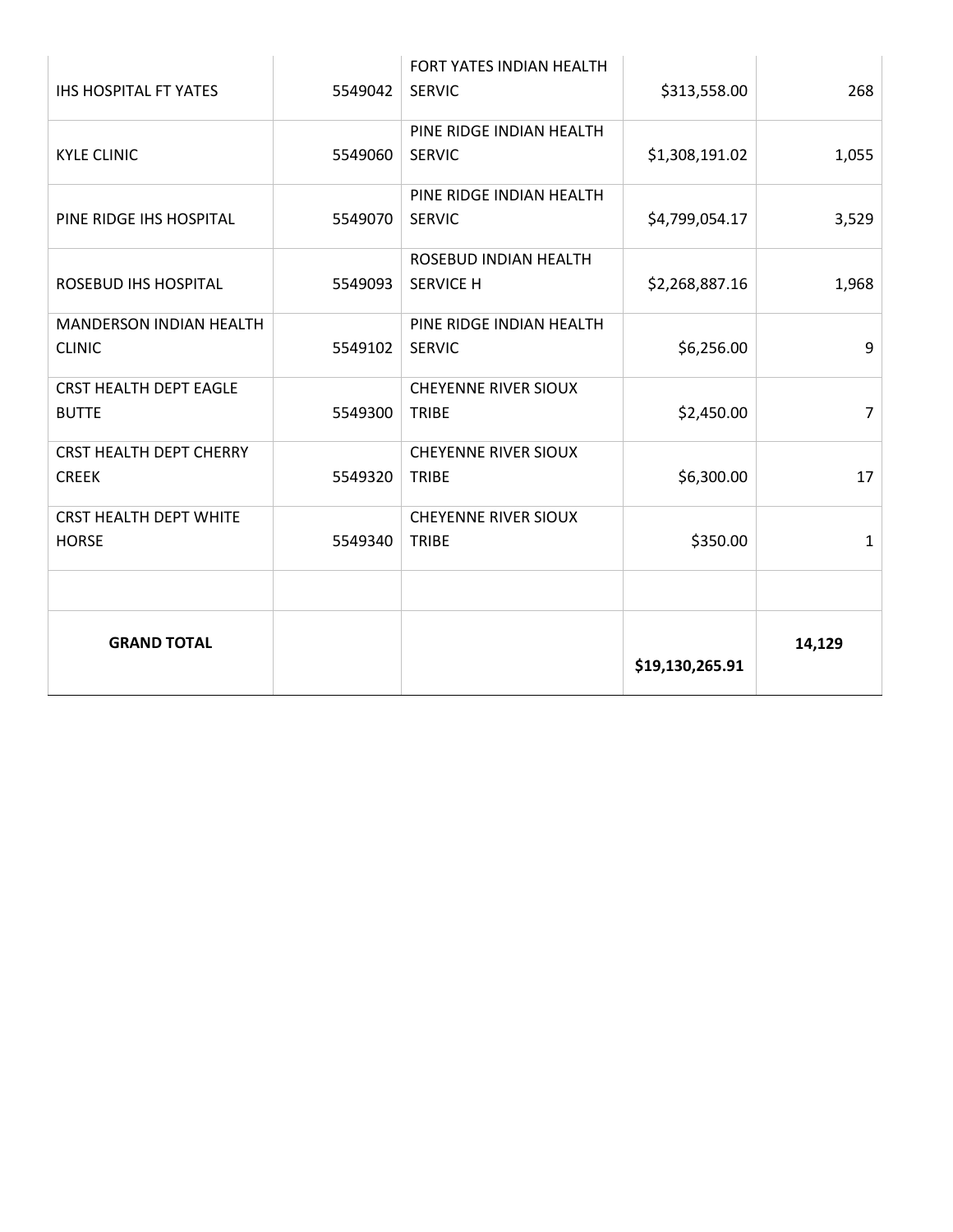| | | | | |
|---|---|---|---|---|
| IHS HOSPITAL FT YATES | 5549042 | FORT YATES INDIAN HEALTH SERVIC | $313,558.00 | 268 |
| KYLE CLINIC | 5549060 | PINE RIDGE INDIAN HEALTH SERVIC | $1,308,191.02 | 1,055 |
| PINE RIDGE IHS HOSPITAL | 5549070 | PINE RIDGE INDIAN HEALTH SERVIC | $4,799,054.17 | 3,529 |
| ROSEBUD IHS HOSPITAL | 5549093 | ROSEBUD INDIAN HEALTH SERVICE H | $2,268,887.16 | 1,968 |
| MANDERSON INDIAN HEALTH CLINIC | 5549102 | PINE RIDGE INDIAN HEALTH SERVIC | $6,256.00 | 9 |
| CRST HEALTH DEPT EAGLE BUTTE | 5549300 | CHEYENNE RIVER SIOUX TRIBE | $2,450.00 | 7 |
| CRST HEALTH DEPT CHERRY CREEK | 5549320 | CHEYENNE RIVER SIOUX TRIBE | $6,300.00 | 17 |
| CRST HEALTH DEPT WHITE HORSE | 5549340 | CHEYENNE RIVER SIOUX TRIBE | $350.00 | 1 |
| | | | | |
| **GRAND TOTAL** | | | **$19,130,265.91** | **14,129** |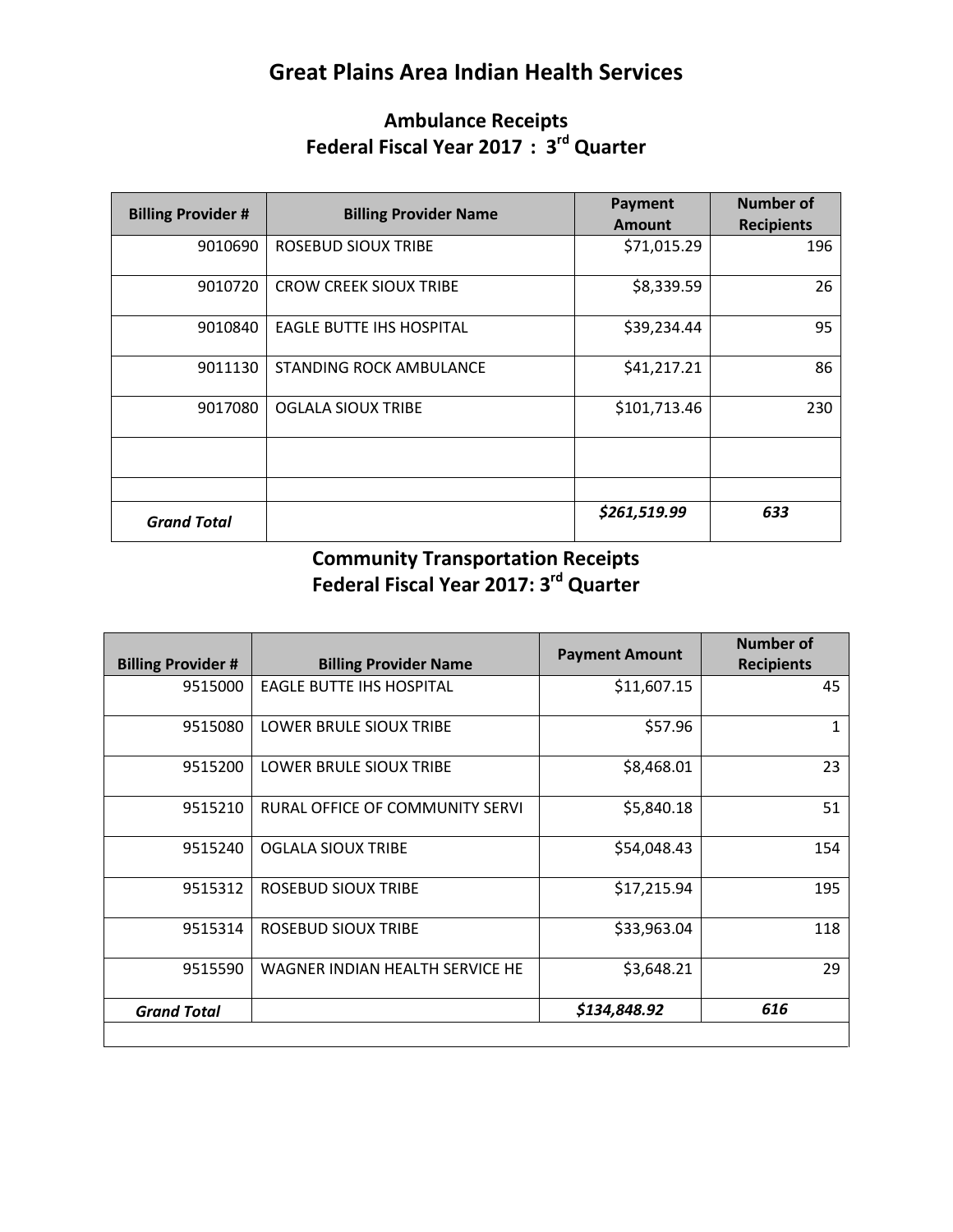# Great Plains Area Indian Health Services

## Ambulance Receipts
## Federal Fiscal Year 2017 : 3rd Quarter

| Billing Provider # | Billing Provider Name | Payment Amount | Number of Recipients |
|---|---|---|---|
| 9010690 | ROSEBUD SIOUX TRIBE | $71,015.29 | 196 |
| 9010720 | CROW CREEK SIOUX TRIBE | $8,339.59 | 26 |
| 9010840 | EAGLE BUTTE IHS HOSPITAL | $39,234.44 | 95 |
| 9011130 | STANDING ROCK AMBULANCE | $41,217.21 | 86 |
| 9017080 | OGLALA SIOUX TRIBE | $101,713.46 | 230 |
| | | | |
| | | | |
| *Grand Total* | | ***$261,519.99*** | ***633*** |

## Community Transportation Receipts
## Federal Fiscal Year 2017: 3rd Quarter

| Billing Provider # | Billing Provider Name | Payment Amount | Number of Recipients |
|---|---|---|---|
| 9515000 | EAGLE BUTTE IHS HOSPITAL | $11,607.15 | 45 |
| 9515080 | LOWER BRULE SIOUX TRIBE | $57.96 | 1 |
| 9515200 | LOWER BRULE SIOUX TRIBE | $8,468.01 | 23 |
| 9515210 | RURAL OFFICE OF COMMUNITY SERVI | $5,840.18 | 51 |
| 9515240 | OGLALA SIOUX TRIBE | $54,048.43 | 154 |
| 9515312 | ROSEBUD SIOUX TRIBE | $17,215.94 | 195 |
| 9515314 | ROSEBUD SIOUX TRIBE | $33,963.04 | 118 |
| 9515590 | WAGNER INDIAN HEALTH SERVICE HE | $3,648.21 | 29 |
| *Grand Total* | | ***$134,848.92*** | ***616*** |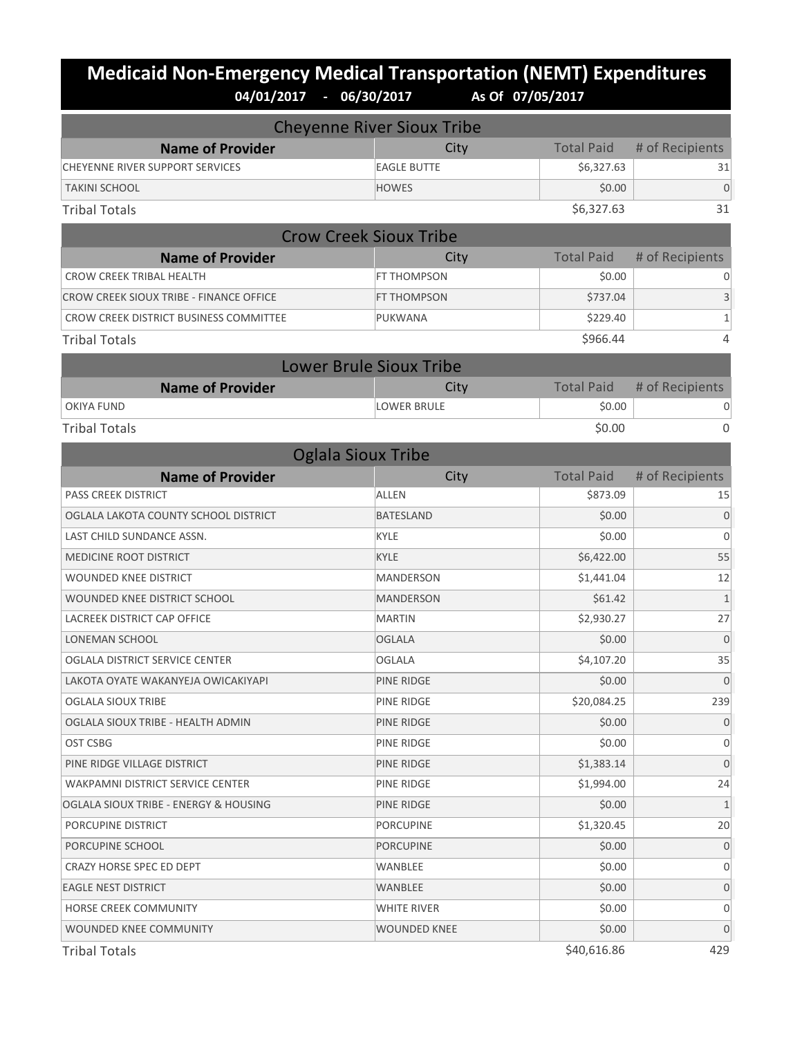# Medicaid Non-Emergency Medical Transportation (NEMT) Expenditures

**04/01/2017 - 06/30/2017 As Of 07/05/2017**

## Cheyenne River Sioux Tribe

| Name of Provider | City | Total Paid | # of Recipients |
|---|---|---|---|
| CHEYENNE RIVER SUPPORT SERVICES | EAGLE BUTTE | $6,327.63 | 31 |
| TAKINI SCHOOL | HOWES | $0.00 | 0 |
| Tribal Totals | | $6,327.63 | 31 |

## Crow Creek Sioux Tribe

| Name of Provider | City | Total Paid | # of Recipients |
|---|---|---|---|
| CROW CREEK TRIBAL HEALTH | FT THOMPSON | $0.00 | 0 |
| CROW CREEK SIOUX TRIBE - FINANCE OFFICE | FT THOMPSON | $737.04 | 3 |
| CROW CREEK DISTRICT BUSINESS COMMITTEE | PUKWANA | $229.40 | 1 |
| Tribal Totals | | $966.44 | 4 |

## Lower Brule Sioux Tribe

| Name of Provider | City | Total Paid | # of Recipients |
|---|---|---|---|
| OKIYA FUND | LOWER BRULE | $0.00 | 0 |
| Tribal Totals | | $0.00 | 0 |

## Oglala Sioux Tribe

| Name of Provider | City | Total Paid | # of Recipients |
|---|---|---|---|
| PASS CREEK DISTRICT | ALLEN | $873.09 | 15 |
| OGLALA LAKOTA COUNTY SCHOOL DISTRICT | BATESLAND | $0.00 | 0 |
| LAST CHILD SUNDANCE ASSN. | KYLE | $0.00 | 0 |
| MEDICINE ROOT DISTRICT | KYLE | $6,422.00 | 55 |
| WOUNDED KNEE DISTRICT | MANDERSON | $1,441.04 | 12 |
| WOUNDED KNEE DISTRICT SCHOOL | MANDERSON | $61.42 | 1 |
| LACREEK DISTRICT CAP OFFICE | MARTIN | $2,930.27 | 27 |
| LONEMAN SCHOOL | OGLALA | $0.00 | 0 |
| OGLALA DISTRICT SERVICE CENTER | OGLALA | $4,107.20 | 35 |
| LAKOTA OYATE WAKANYEJA OWICAKIYAPI | PINE RIDGE | $0.00 | 0 |
| OGLALA SIOUX TRIBE | PINE RIDGE | $20,084.25 | 239 |
| OGLALA SIOUX TRIBE - HEALTH ADMIN | PINE RIDGE | $0.00 | 0 |
| OST CSBG | PINE RIDGE | $0.00 | 0 |
| PINE RIDGE VILLAGE DISTRICT | PINE RIDGE | $1,383.14 | 0 |
| WAKPAMNI DISTRICT SERVICE CENTER | PINE RIDGE | $1,994.00 | 24 |
| OGLALA SIOUX TRIBE - ENERGY & HOUSING | PINE RIDGE | $0.00 | 1 |
| PORCUPINE DISTRICT | PORCUPINE | $1,320.45 | 20 |
| PORCUPINE SCHOOL | PORCUPINE | $0.00 | 0 |
| CRAZY HORSE SPEC ED DEPT | WANBLEE | $0.00 | 0 |
| EAGLE NEST DISTRICT | WANBLEE | $0.00 | 0 |
| HORSE CREEK COMMUNITY | WHITE RIVER | $0.00 | 0 |
| WOUNDED KNEE COMMUNITY | WOUNDED KNEE | $0.00 | 0 |
| Tribal Totals | | $40,616.86 | 429 |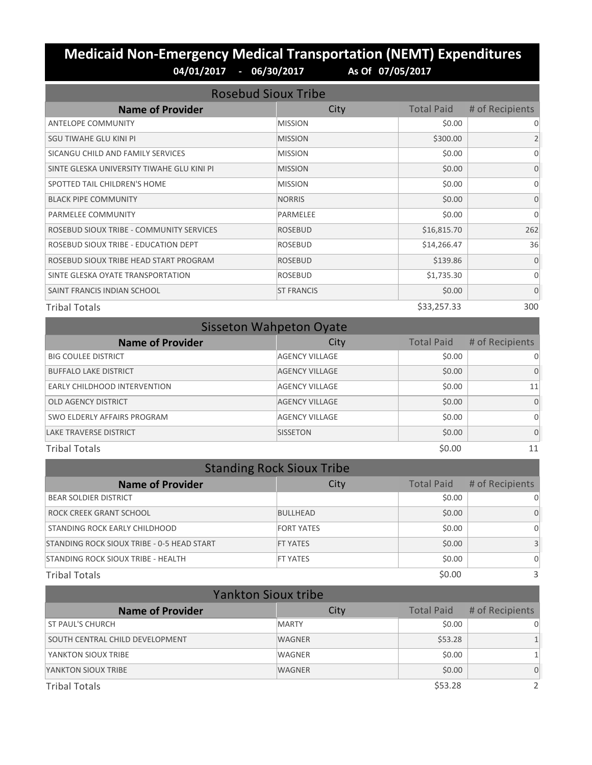# Medicaid Non-Emergency Medical Transportation (NEMT) Expenditures

**04/01/2017 - 06/30/2017 As Of 07/05/2017**

## Rosebud Sioux Tribe

| Name of Provider | City | Total Paid | # of Recipients |
|---|---|---|---|
| ANTELOPE COMMUNITY | MISSION | $0.00 | 0 |
| SGU TIWAHE GLU KINI PI | MISSION | $300.00 | 2 |
| SICANGU CHILD AND FAMILY SERVICES | MISSION | $0.00 | 0 |
| SINTE GLESKA UNIVERSITY TIWAHE GLU KINI PI | MISSION | $0.00 | 0 |
| SPOTTED TAIL CHILDREN'S HOME | MISSION | $0.00 | 0 |
| BLACK PIPE COMMUNITY | NORRIS | $0.00 | 0 |
| PARMELEE COMMUNITY | PARMELEE | $0.00 | 0 |
| ROSEBUD SIOUX TRIBE - COMMUNITY SERVICES | ROSEBUD | $16,815.70 | 262 |
| ROSEBUD SIOUX TRIBE - EDUCATION DEPT | ROSEBUD | $14,266.47 | 36 |
| ROSEBUD SIOUX TRIBE HEAD START PROGRAM | ROSEBUD | $139.86 | 0 |
| SINTE GLESKA OYATE TRANSPORTATION | ROSEBUD | $1,735.30 | 0 |
| SAINT FRANCIS INDIAN SCHOOL | ST FRANCIS | $0.00 | 0 |
| Tribal Totals | | $33,257.33 | 300 |

## Sisseton Wahpeton Oyate

| Name of Provider | City | Total Paid | # of Recipients |
|---|---|---|---|
| BIG COULEE DISTRICT | AGENCY VILLAGE | $0.00 | 0 |
| BUFFALO LAKE DISTRICT | AGENCY VILLAGE | $0.00 | 0 |
| EARLY CHILDHOOD INTERVENTION | AGENCY VILLAGE | $0.00 | 11 |
| OLD AGENCY DISTRICT | AGENCY VILLAGE | $0.00 | 0 |
| SWO ELDERLY AFFAIRS PROGRAM | AGENCY VILLAGE | $0.00 | 0 |
| LAKE TRAVERSE DISTRICT | SISSETON | $0.00 | 0 |
| Tribal Totals | | $0.00 | 11 |

## Standing Rock Sioux Tribe

| Name of Provider | City | Total Paid | # of Recipients |
|---|---|---|---|
| BEAR SOLDIER DISTRICT | | $0.00 | 0 |
| ROCK CREEK GRANT SCHOOL | BULLHEAD | $0.00 | 0 |
| STANDING ROCK EARLY CHILDHOOD | FORT YATES | $0.00 | 0 |
| STANDING ROCK SIOUX TRIBE - 0-5 HEAD START | FT YATES | $0.00 | 3 |
| STANDING ROCK SIOUX TRIBE - HEALTH | FT YATES | $0.00 | 0 |
| Tribal Totals | | $0.00 | 3 |

## Yankton Sioux tribe

| Name of Provider | City | Total Paid | # of Recipients |
|---|---|---|---|
| ST PAUL'S CHURCH | MARTY | $0.00 | 0 |
| SOUTH CENTRAL CHILD DEVELOPMENT | WAGNER | $53.28 | 1 |
| YANKTON SIOUX TRIBE | WAGNER | $0.00 | 1 |
| YANKTON SIOUX TRIBE | WAGNER | $0.00 | 0 |
| Tribal Totals | | $53.28 | 2 |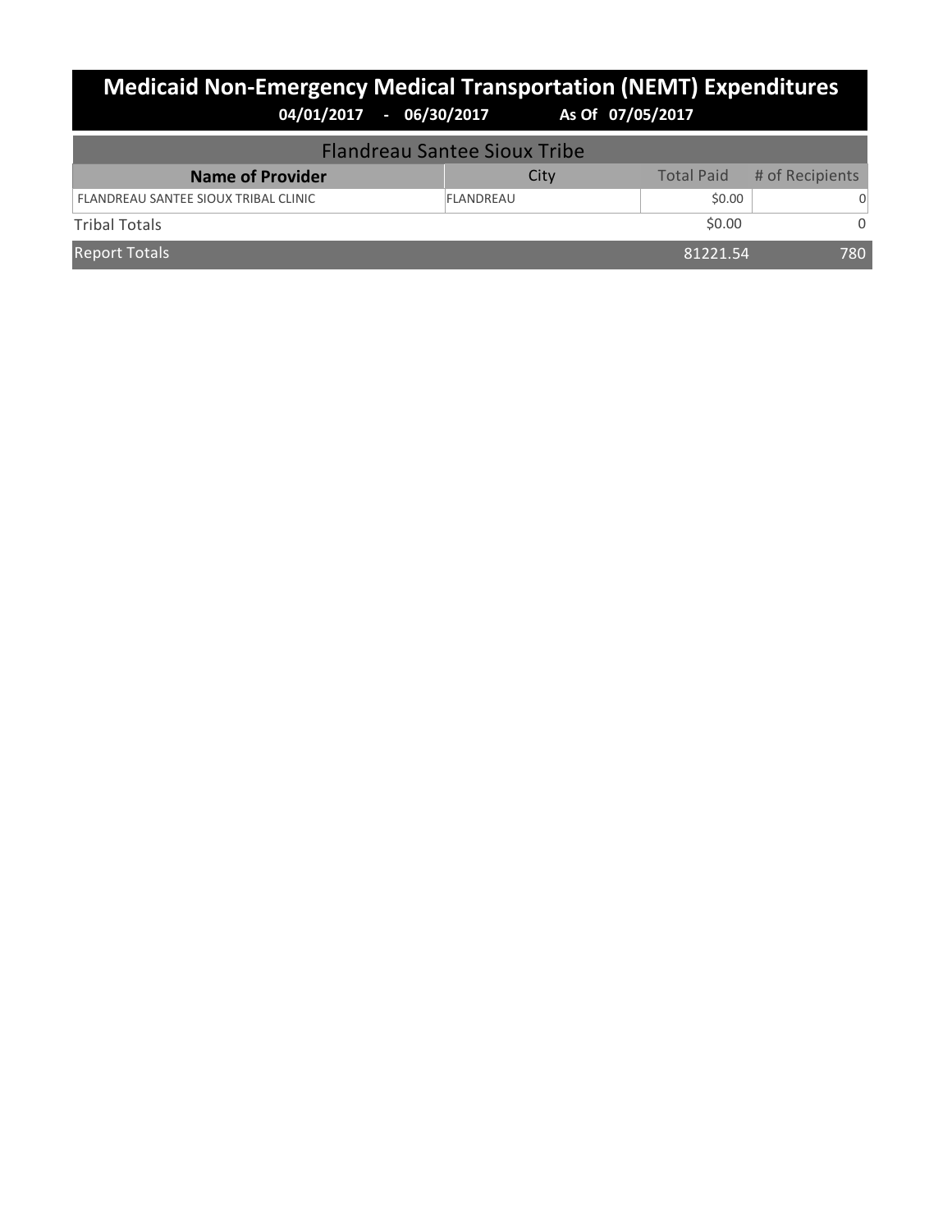# Medicaid Non-Emergency Medical Transportation (NEMT) Expenditures

**04/01/2017 - 06/30/2017 As Of 07/05/2017**

## Flandreau Santee Sioux Tribe

| Name of Provider | City | Total Paid | # of Recipients |
| --- | --- | --- | --- |
| FLANDREAU SANTEE SIOUX TRIBAL CLINIC | FLANDREAU | $0.00 | 0 |
| Tribal Totals | | $0.00 | 0 |
| Report Totals | | 81221.54 | 780 |